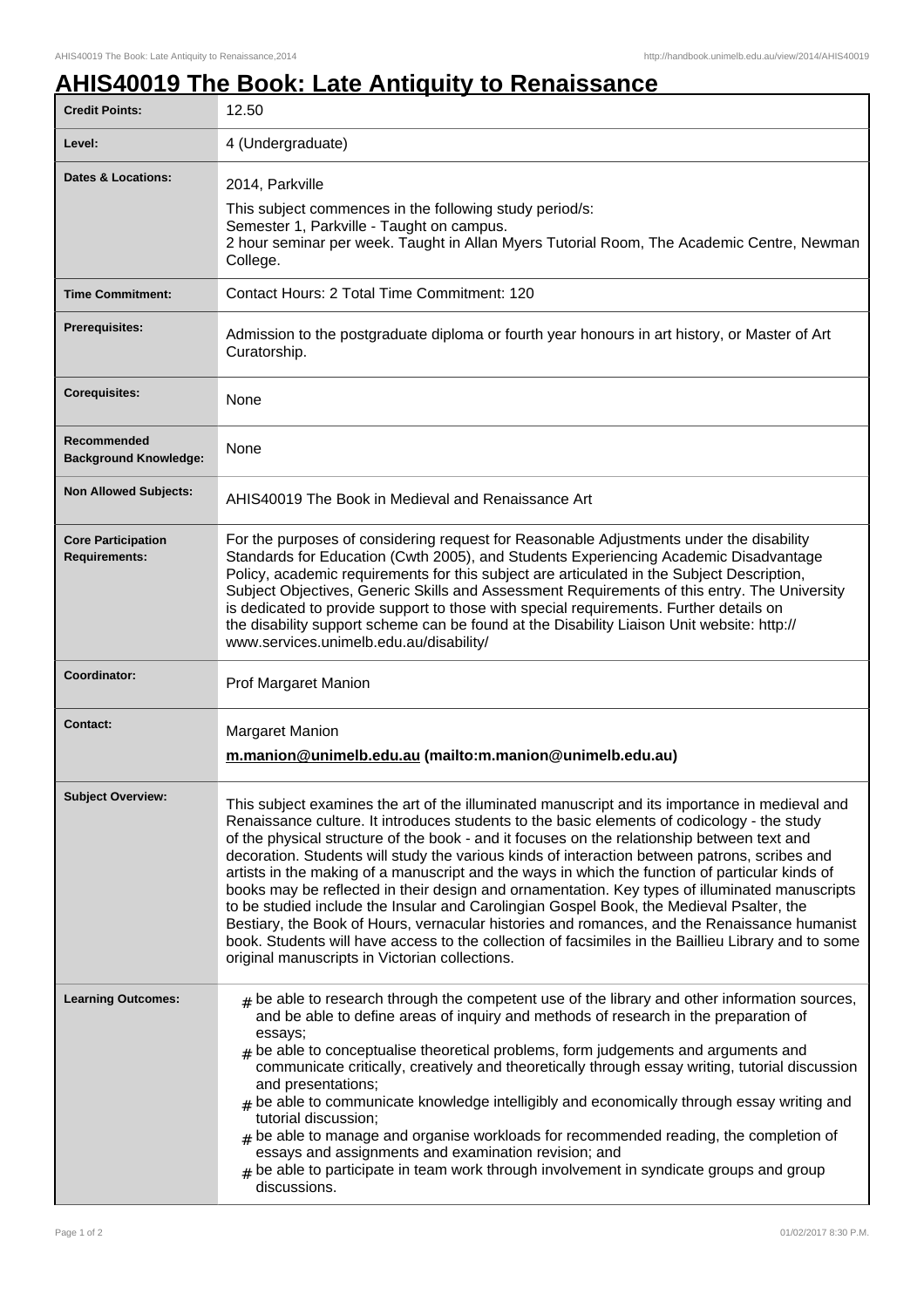# AHIS40019 The Book: Late Antiquity to Renaissance

| Credit Points: | 12.50 |
|---|---|
| Level: | 4 (Undergraduate) |
| Dates & Locations: | 2014, Parkville<br>This subject commences in the following study period/s:<br>Semester 1, Parkville - Taught on campus.<br>2 hour seminar per week. Taught in Allan Myers Tutorial Room, The Academic Centre, Newman College. |
| Time Commitment: | Contact Hours: 2 Total Time Commitment: 120 |
| Prerequisites: | Admission to the postgraduate diploma or fourth year honours in art history, or Master of Art Curatorship. |
| Corequisites: | None |
| Recommended Background Knowledge: | None |
| Non Allowed Subjects: | AHIS40019 The Book in Medieval and Renaissance Art |
| Core Participation Requirements: | For the purposes of considering request for Reasonable Adjustments under the disability Standards for Education (Cwth 2005), and Students Experiencing Academic Disadvantage Policy, academic requirements for this subject are articulated in the Subject Description, Subject Objectives, Generic Skills and Assessment Requirements of this entry. The University is dedicated to provide support to those with special requirements. Further details on the disability support scheme can be found at the Disability Liaison Unit website: http://www.services.unimelb.edu.au/disability/ |
| Coordinator: | Prof Margaret Manion |
| Contact: | Margaret Manion<br>**m.manion@unimelb.edu.au (mailto:m.manion@unimelb.edu.au)** |
| Subject Overview: | This subject examines the art of the illuminated manuscript and its importance in medieval and Renaissance culture. It introduces students to the basic elements of codicology - the study of the physical structure of the book - and it focuses on the relationship between text and decoration. Students will study the various kinds of interaction between patrons, scribes and artists in the making of a manuscript and the ways in which the function of particular kinds of books may be reflected in their design and ornamentation. Key types of illuminated manuscripts to be studied include the Insular and Carolingian Gospel Book, the Medieval Psalter, the Bestiary, the Book of Hours, vernacular histories and romances, and the Renaissance humanist book. Students will have access to the collection of facsimiles in the Baillieu Library and to some original manuscripts in Victorian collections. |
| Learning Outcomes: | # be able to research through the competent use of the library and other information sources, and be able to define areas of inquiry and methods of research in the preparation of essays;<br># be able to conceptualise theoretical problems, form judgements and arguments and communicate critically, creatively and theoretically through essay writing, tutorial discussion and presentations;<br># be able to communicate knowledge intelligibly and economically through essay writing and tutorial discussion;<br># be able to manage and organise workloads for recommended reading, the completion of essays and assignments and examination revision; and<br># be able to participate in team work through involvement in syndicate groups and group discussions. |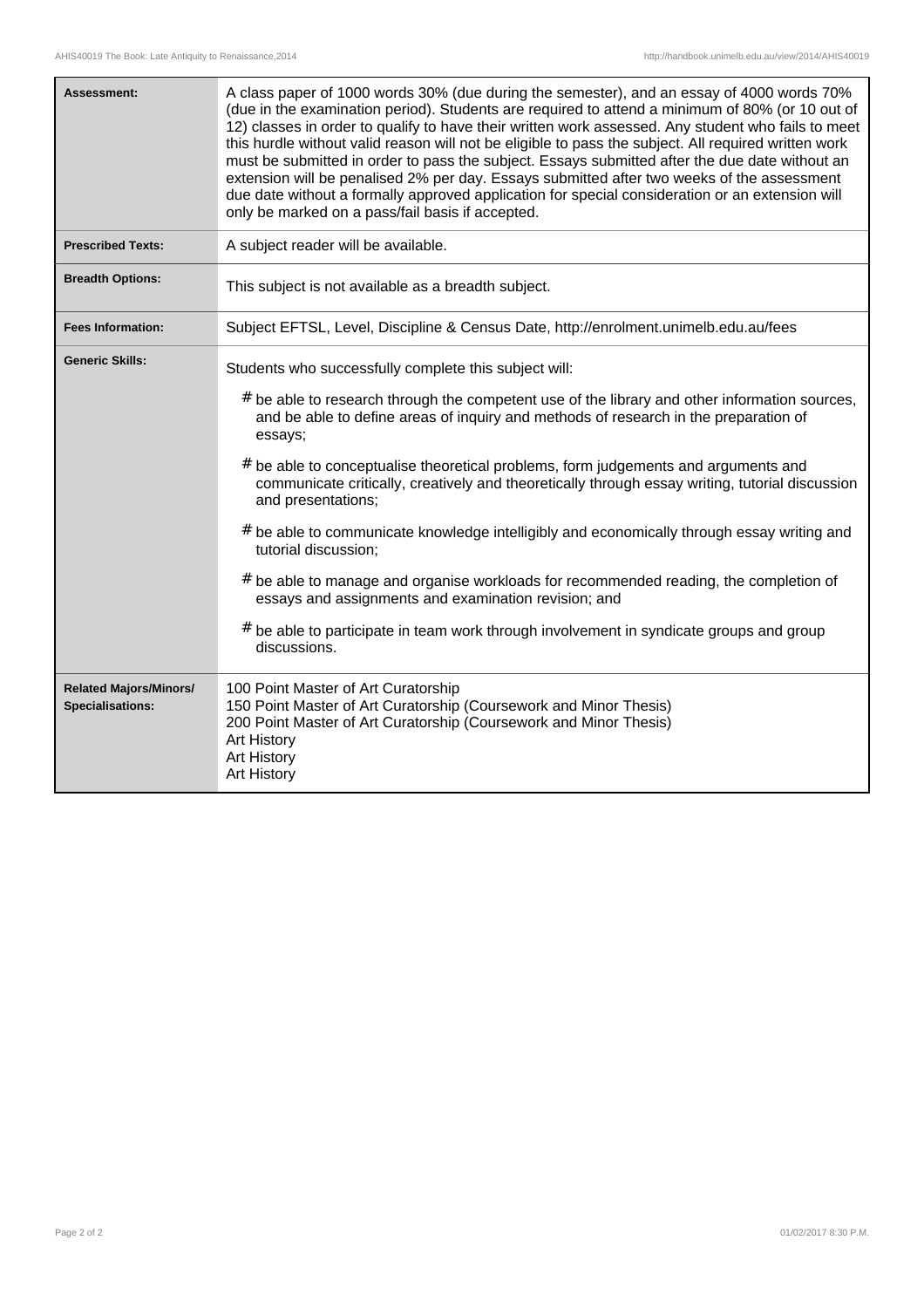| | |
|---|---|
| **Assessment:** | A class paper of 1000 words 30% (due during the semester), and an essay of 4000 words 70% (due in the examination period). Students are required to attend a minimum of 80% (or 10 out of 12) classes in order to qualify to have their written work assessed. Any student who fails to meet this hurdle without valid reason will not be eligible to pass the subject. All required written work must be submitted in order to pass the subject. Essays submitted after the due date without an extension will be penalised 2% per day. Essays submitted after two weeks of the assessment due date without a formally approved application for special consideration or an extension will only be marked on a pass/fail basis if accepted. |
| **Prescribed Texts:** | A subject reader will be available. |
| **Breadth Options:** | This subject is not available as a breadth subject. |
| **Fees Information:** | Subject EFTSL, Level, Discipline & Census Date, http://enrolment.unimelb.edu.au/fees |
| **Generic Skills:** | Students who successfully complete this subject will: <br># be able to research through the competent use of the library and other information sources, and be able to define areas of inquiry and methods of research in the preparation of essays; <br># be able to conceptualise theoretical problems, form judgements and arguments and communicate critically, creatively and theoretically through essay writing, tutorial discussion and presentations; <br># be able to communicate knowledge intelligibly and economically through essay writing and tutorial discussion; <br># be able to manage and organise workloads for recommended reading, the completion of essays and assignments and examination revision; and <br># be able to participate in team work through involvement in syndicate groups and group discussions. |
| **Related Majors/Minors/ Specialisations:** | 100 Point Master of Art Curatorship<br>150 Point Master of Art Curatorship (Coursework and Minor Thesis)<br>200 Point Master of Art Curatorship (Coursework and Minor Thesis)<br>Art History<br>Art History<br>Art History |